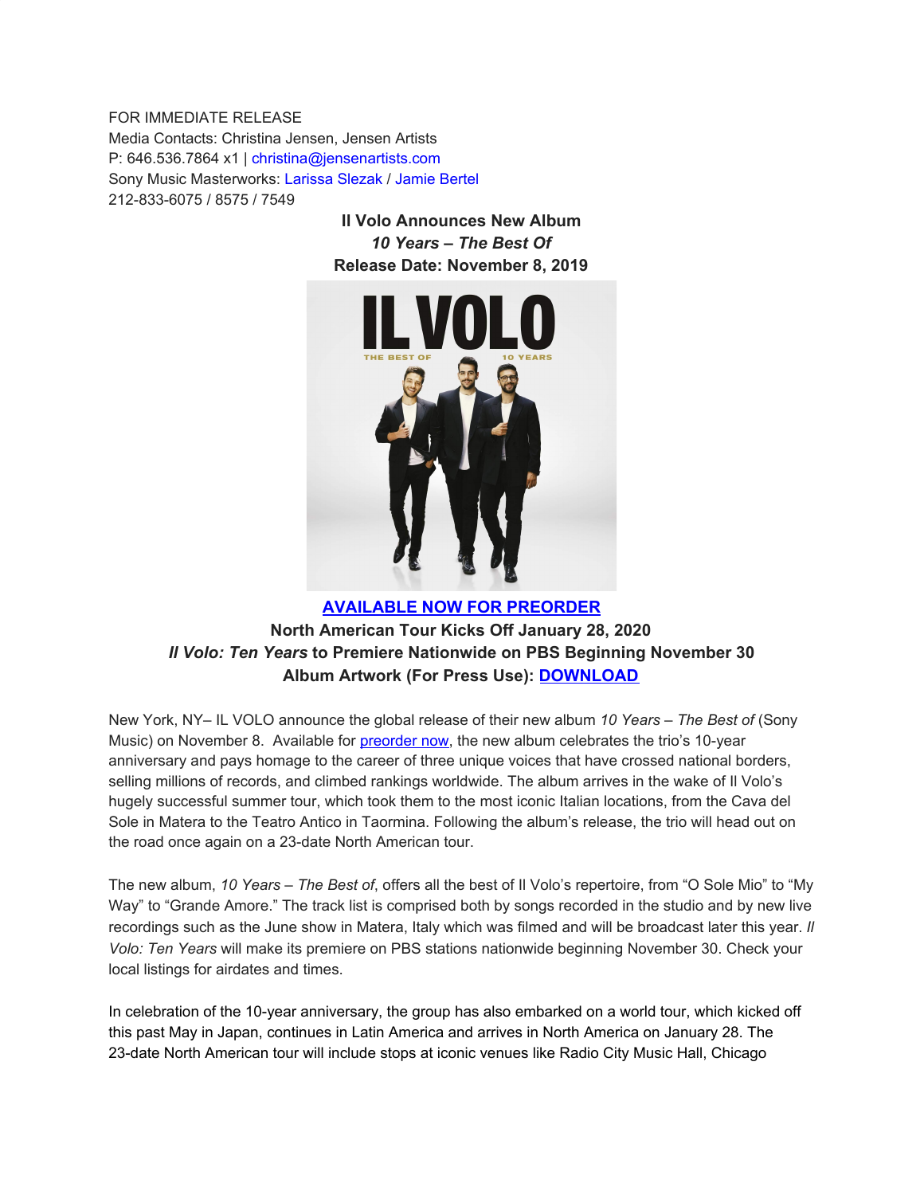FOR IMMEDIATE RELEASE
Media Contacts: Christina Jensen, Jensen Artists
P: 646.536.7864 x1 | christina@jensenartists.com
Sony Music Masterworks: Larissa Slezak / Jamie Bertel
212-833-6075 / 8575 / 7549

**Il Volo Announces New Album**
***10 Years – The Best Of***
**Release Date: November 8, 2019**

**AVAILABLE NOW FOR PREORDER**
**North American Tour Kicks Off January 28, 2020**
***Il Volo: Ten Years*** **to Premiere Nationwide on PBS Beginning November 30**
**Album Artwork (For Press Use): DOWNLOAD**

New York, NY– IL VOLO announce the global release of their new album *10 Years – The Best of* (Sony Music) on November 8. Available for preorder now, the new album celebrates the trio's 10-year anniversary and pays homage to the career of three unique voices that have crossed national borders, selling millions of records, and climbed rankings worldwide. The album arrives in the wake of Il Volo's hugely successful summer tour, which took them to the most iconic Italian locations, from the Cava del Sole in Matera to the Teatro Antico in Taormina. Following the album's release, the trio will head out on the road once again on a 23-date North American tour.

The new album, *10 Years – The Best of*, offers all the best of Il Volo's repertoire, from "O Sole Mio" to "My Way" to "Grande Amore." The track list is comprised both by songs recorded in the studio and by new live recordings such as the June show in Matera, Italy which was filmed and will be broadcast later this year. *Il Volo: Ten Years* will make its premiere on PBS stations nationwide beginning November 30. Check your local listings for airdates and times.

In celebration of the 10-year anniversary, the group has also embarked on a world tour, which kicked off this past May in Japan, continues in Latin America and arrives in North America on January 28. The 23-date North American tour will include stops at iconic venues like Radio City Music Hall, Chicago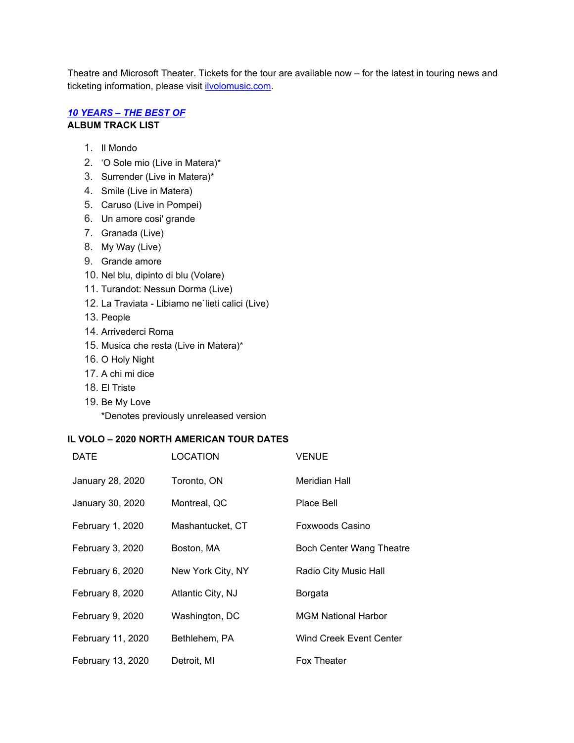Theatre and Microsoft Theater. Tickets for the tour are available now – for the latest in touring news and ticketing information, please visit [ilvolomusic.com](ilvolomusic.com).

***[10 YEARS – THE BEST OF](#)***
**ALBUM TRACK LIST**

1. Il Mondo
2. 'O Sole mio (Live in Matera)*
3. Surrender (Live in Matera)*
4. Smile (Live in Matera)
5. Caruso (Live in Pompei)
6. Un amore cosi' grande
7. Granada (Live)
8. My Way (Live)
9. Grande amore
10. Nel blu, dipinto di blu (Volare)
11. Turandot: Nessun Dorma (Live)
12. La Traviata - Libiamo ne`lieti calici (Live)
13. People
14. Arrivederci Roma
15. Musica che resta (Live in Matera)*
16. O Holy Night
17. A chi mi dice
18. El Triste
19. Be My Love

*Denotes previously unreleased version

**IL VOLO – 2020 NORTH AMERICAN TOUR DATES**

| DATE | LOCATION | VENUE |
|---|---|---|
| January 28, 2020 | Toronto, ON | Meridian Hall |
| January 30, 2020 | Montreal, QC | Place Bell |
| February 1, 2020 | Mashantucket, CT | Foxwoods Casino |
| February 3, 2020 | Boston, MA | Boch Center Wang Theatre |
| February 6, 2020 | New York City, NY | Radio City Music Hall |
| February 8, 2020 | Atlantic City, NJ | Borgata |
| February 9, 2020 | Washington, DC | MGM National Harbor |
| February 11, 2020 | Bethlehem, PA | Wind Creek Event Center |
| February 13, 2020 | Detroit, MI | Fox Theater |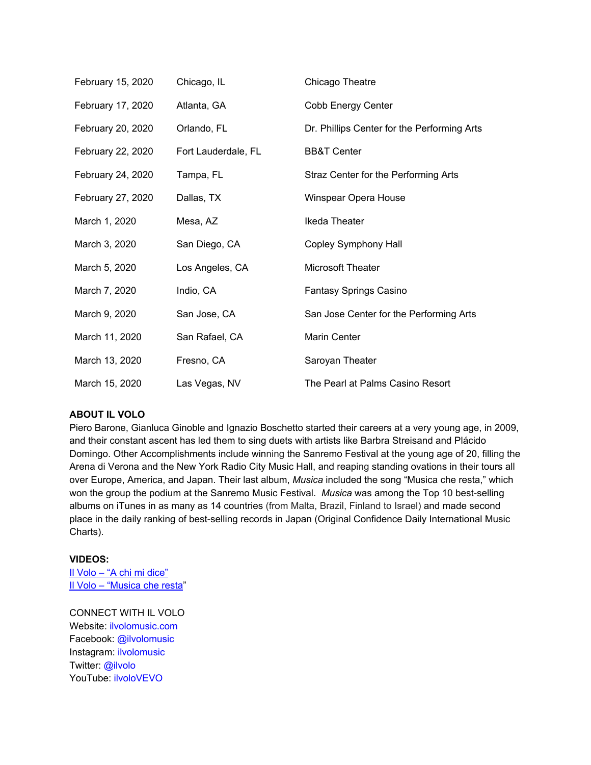| | | |
|---|---|---|
| February 15, 2020 | Chicago, IL | Chicago Theatre |
| February 17, 2020 | Atlanta, GA | Cobb Energy Center |
| February 20, 2020 | Orlando, FL | Dr. Phillips Center for the Performing Arts |
| February 22, 2020 | Fort Lauderdale, FL | BB&T Center |
| February 24, 2020 | Tampa, FL | Straz Center for the Performing Arts |
| February 27, 2020 | Dallas, TX | Winspear Opera House |
| March 1, 2020 | Mesa, AZ | Ikeda Theater |
| March 3, 2020 | San Diego, CA | Copley Symphony Hall |
| March 5, 2020 | Los Angeles, CA | Microsoft Theater |
| March 7, 2020 | Indio, CA | Fantasy Springs Casino |
| March 9, 2020 | San Jose, CA | San Jose Center for the Performing Arts |
| March 11, 2020 | San Rafael, CA | Marin Center |
| March 13, 2020 | Fresno, CA | Saroyan Theater |
| March 15, 2020 | Las Vegas, NV | The Pearl at Palms Casino Resort |

**ABOUT IL VOLO**

Piero Barone, Gianluca Ginoble and Ignazio Boschetto started their careers at a very young age, in 2009, and their constant ascent has led them to sing duets with artists like Barbra Streisand and Plácido Domingo. Other Accomplishments include winning the Sanremo Festival at the young age of 20, filling the Arena di Verona and the New York Radio City Music Hall, and reaping standing ovations in their tours all over Europe, America, and Japan. Their last album, *Musica* included the song "Musica che resta," which won the group the podium at the Sanremo Music Festival. *Musica* was among the Top 10 best-selling albums on iTunes in as many as 14 countries (from Malta, Brazil, Finland to Israel) and made second place in the daily ranking of best-selling records in Japan (Original Confidence Daily International Music Charts).

**VIDEOS:**

Il Volo – "A chi mi dice"
Il Volo – "Musica che resta"

CONNECT WITH IL VOLO
Website: ilvolomusic.com
Facebook: @ilvolomusic
Instagram: ilvolomusic
Twitter: @ilvolo
YouTube: ilvoloVEVO